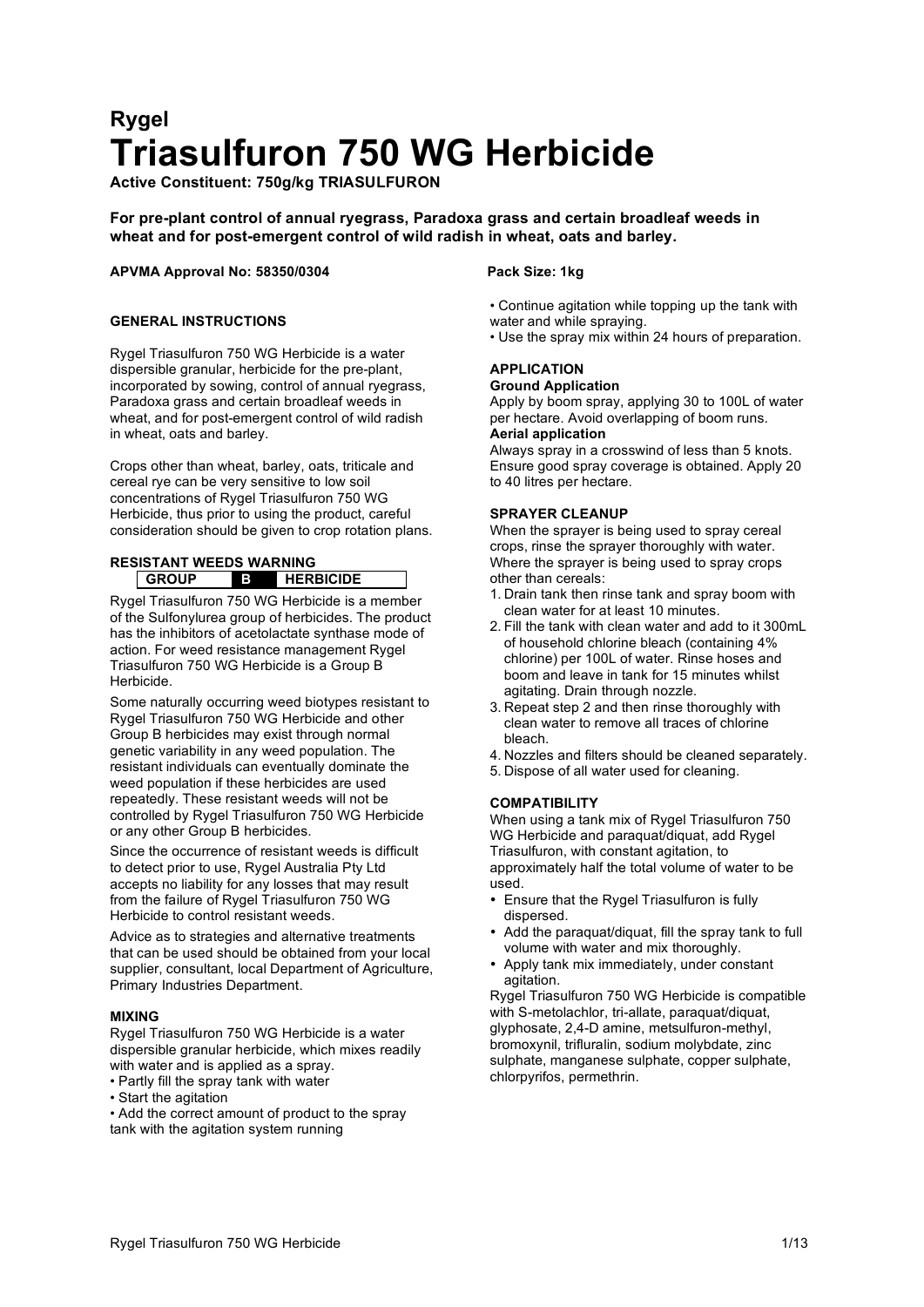## Rygel

# Triasulfuron 750 WG Herbicide

**Active Constituent: 750g/kg TRIASULFURON**

**For pre-plant control of annual ryegrass, Paradoxa grass and certain broadleaf weeds in wheat and for post-emergent control of wild radish in wheat, oats and barley.**

**APVMA Approval No: 58350/0304**

**Pack Size: 1kg**

### GENERAL INSTRUCTIONS

Rygel Triasulfuron 750 WG Herbicide is a water dispersible granular, herbicide for the pre-plant, incorporated by sowing, control of annual ryegrass, Paradoxa grass and certain broadleaf weeds in wheat, and for post-emergent control of wild radish in wheat, oats and barley.

Crops other than wheat, barley, oats, triticale and cereal rye can be very sensitive to low soil concentrations of Rygel Triasulfuron 750 WG Herbicide, thus prior to using the product, careful consideration should be given to crop rotation plans.

### RESISTANT WEEDS WARNING

| GROUP | B | HERBICIDE |
|---|---|---|

Rygel Triasulfuron 750 WG Herbicide is a member of the Sulfonylurea group of herbicides. The product has the inhibitors of acetolactate synthase mode of action. For weed resistance management Rygel Triasulfuron 750 WG Herbicide is a Group B Herbicide.

Some naturally occurring weed biotypes resistant to Rygel Triasulfuron 750 WG Herbicide and other Group B herbicides may exist through normal genetic variability in any weed population. The resistant individuals can eventually dominate the weed population if these herbicides are used repeatedly. These resistant weeds will not be controlled by Rygel Triasulfuron 750 WG Herbicide or any other Group B herbicides.

Since the occurrence of resistant weeds is difficult to detect prior to use, Rygel Australia Pty Ltd accepts no liability for any losses that may result from the failure of Rygel Triasulfuron 750 WG Herbicide to control resistant weeds.

Advice as to strategies and alternative treatments that can be used should be obtained from your local supplier, consultant, local Department of Agriculture, Primary Industries Department.

### MIXING

Rygel Triasulfuron 750 WG Herbicide is a water dispersible granular herbicide, which mixes readily with water and is applied as a spray.

- Partly fill the spray tank with water
- Start the agitation
- Add the correct amount of product to the spray tank with the agitation system running
- Continue agitation while topping up the tank with water and while spraying.
- Use the spray mix within 24 hours of preparation.

### APPLICATION

**Ground Application**

Apply by boom spray, applying 30 to 100L of water per hectare. Avoid overlapping of boom runs.

**Aerial application**

Always spray in a crosswind of less than 5 knots. Ensure good spray coverage is obtained. Apply 20 to 40 litres per hectare.

### SPRAYER CLEANUP

When the sprayer is being used to spray cereal crops, rinse the sprayer thoroughly with water. Where the sprayer is being used to spray crops other than cereals:

1. Drain tank then rinse tank and spray boom with clean water for at least 10 minutes.
2. Fill the tank with clean water and add to it 300mL of household chlorine bleach (containing 4% chlorine) per 100L of water. Rinse hoses and boom and leave in tank for 15 minutes whilst agitating. Drain through nozzle.
3. Repeat step 2 and then rinse thoroughly with clean water to remove all traces of chlorine bleach.
4. Nozzles and filters should be cleaned separately.
5. Dispose of all water used for cleaning.

### COMPATIBILITY

When using a tank mix of Rygel Triasulfuron 750 WG Herbicide and paraquat/diquat, add Rygel Triasulfuron, with constant agitation, to approximately half the total volume of water to be used.

- Ensure that the Rygel Triasulfuron is fully dispersed.
- Add the paraquat/diquat, fill the spray tank to full volume with water and mix thoroughly.
- Apply tank mix immediately, under constant agitation.

Rygel Triasulfuron 750 WG Herbicide is compatible with S-metolachlor, tri-allate, paraquat/diquat, glyphosate, 2,4-D amine, metsulfuron-methyl, bromoxynil, trifluralin, sodium molybdate, zinc sulphate, manganese sulphate, copper sulphate, chlorpyrifos, permethrin.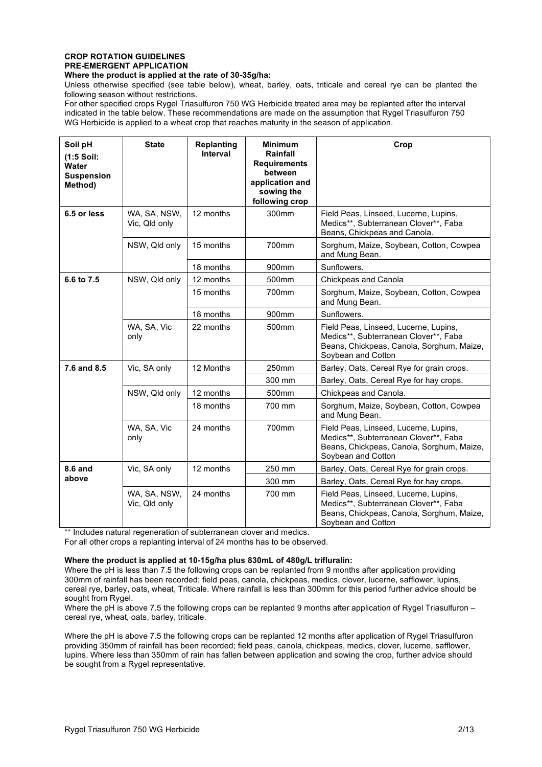**CROP ROTATION GUIDELINES**
**PRE-EMERGENT APPLICATION**
**Where the product is applied at the rate of 30-35g/ha:**

Unless otherwise specified (see table below), wheat, barley, oats, triticale and cereal rye can be planted the following season without restrictions.

For other specified crops Rygel Triasulfuron 750 WG Herbicide treated area may be replanted after the interval indicated in the table below. These recommendations are made on the assumption that Rygel Triasulfuron 750 WG Herbicide is applied to a wheat crop that reaches maturity in the season of application.

| Soil pH (1:5 Soil: Water Suspension Method) | State | Replanting Interval | Minimum Rainfall Requirements between application and sowing the following crop | Crop |
|---|---|---|---|---|
| 6.5 or less | WA, SA, NSW, Vic, Qld only | 12 months | 300mm | Field Peas, Linseed, Lucerne, Lupins, Medics**, Subterranean Clover**, Faba Beans, Chickpeas and Canola. |
| | NSW, Qld only | 15 months | 700mm | Sorghum, Maize, Soybean, Cotton, Cowpea and Mung Bean. |
| | | 18 months | 900mm | Sunflowers. |
| 6.6 to 7.5 | NSW, Qld only | 12 months | 500mm | Chickpeas and Canola |
| | | 15 months | 700mm | Sorghum, Maize, Soybean, Cotton, Cowpea and Mung Bean. |
| | | 18 months | 900mm | Sunflowers. |
| | WA, SA, Vic only | 22 months | 500mm | Field Peas, Linseed, Lucerne, Lupins, Medics**, Subterranean Clover**, Faba Beans, Chickpeas, Canola, Sorghum, Maize, Soybean and Cotton |
| 7.6 and 8.5 | Vic, SA only | 12 Months | 250mm | Barley, Oats, Cereal Rye for grain crops. |
| | | | 300 mm | Barley, Oats, Cereal Rye for hay crops. |
| | NSW, Qld only | 12 months | 500mm | Chickpeas and Canola. |
| | | 18 months | 700 mm | Sorghum, Maize, Soybean, Cotton, Cowpea and Mung Bean. |
| | WA, SA, Vic only | 24 months | 700mm | Field Peas, Linseed, Lucerne, Lupins, Medics**, Subterranean Clover**, Faba Beans, Chickpeas, Canola, Sorghum, Maize, Soybean and Cotton |
| 8.6 and above | Vic, SA only | 12 months | 250 mm | Barley, Oats, Cereal Rye for grain crops. |
| | | | 300 mm | Barley, Oats, Cereal Rye for hay crops. |
| | WA, SA, NSW, Vic, Qld only | 24 months | 700 mm | Field Peas, Linseed, Lucerne, Lupins, Medics**, Subterranean Clover**, Faba Beans, Chickpeas, Canola, Sorghum, Maize, Soybean and Cotton |

** Includes natural regeneration of subterranean clover and medics.

For all other crops a replanting interval of 24 months has to be observed.

**Where the product is applied at 10-15g/ha plus 830mL of 480g/L trifluralin:**

Where the pH is less than 7.5 the following crops can be replanted from 9 months after application providing 300mm of rainfall has been recorded; field peas, canola, chickpeas, medics, clover, lucerne, safflower, lupins, cereal rye, barley, oats, wheat, Triticale. Where rainfall is less than 300mm for this period further advice should be sought from Rygel.

Where the pH is above 7.5 the following crops can be replanted 9 months after application of Rygel Triasulfuron – cereal rye, wheat, oats, barley, triticale.

Where the pH is above 7.5 the following crops can be replanted 12 months after application of Rygel Triasulfuron providing 350mm of rainfall has been recorded; field peas, canola, chickpeas, medics, clover, lucerne, safflower, lupins. Where less than 350mm of rain has fallen between application and sowing the crop, further advice should be sought from a Rygel representative.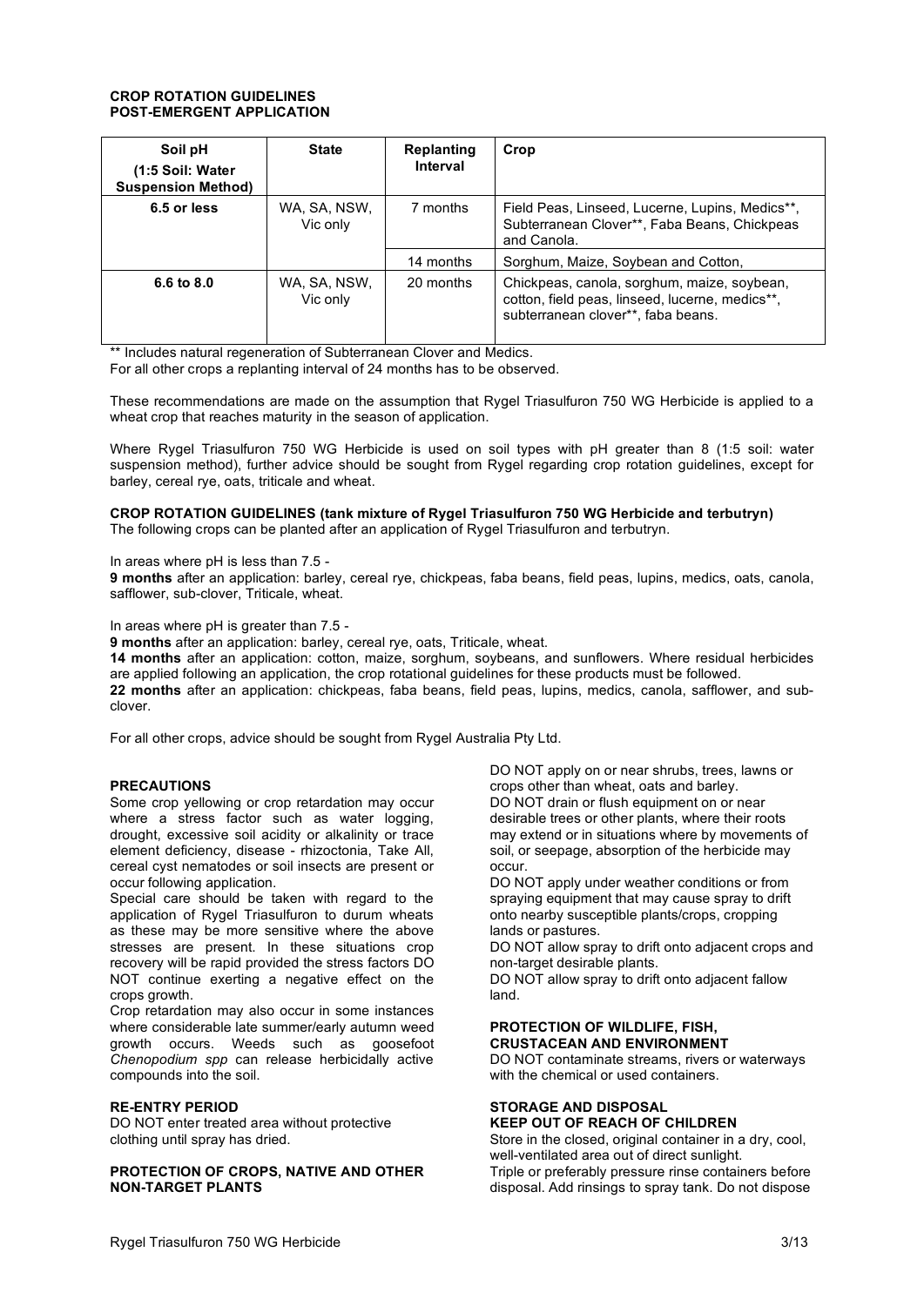## CROP ROTATION GUIDELINES
## POST-EMERGENT APPLICATION

| Soil pH (1:5 Soil: Water Suspension Method) | State | Replanting Interval | Crop |
|---|---|---|---|
| 6.5 or less | WA, SA, NSW, Vic only | 7 months | Field Peas, Linseed, Lucerne, Lupins, Medics**, Subterranean Clover**, Faba Beans, Chickpeas and Canola. |
| | | 14 months | Sorghum, Maize, Soybean and Cotton, |
| 6.6 to 8.0 | WA, SA, NSW, Vic only | 20 months | Chickpeas, canola, sorghum, maize, soybean, cotton, field peas, linseed, lucerne, medics**, subterranean clover**, faba beans. |

** Includes natural regeneration of Subterranean Clover and Medics.
For all other crops a replanting interval of 24 months has to be observed.

These recommendations are made on the assumption that Rygel Triasulfuron 750 WG Herbicide is applied to a wheat crop that reaches maturity in the season of application.

Where Rygel Triasulfuron 750 WG Herbicide is used on soil types with pH greater than 8 (1:5 soil: water suspension method), further advice should be sought from Rygel regarding crop rotation guidelines, except for barley, cereal rye, oats, triticale and wheat.

**CROP ROTATION GUIDELINES (tank mixture of Rygel Triasulfuron 750 WG Herbicide and terbutryn)**
The following crops can be planted after an application of Rygel Triasulfuron and terbutryn.

In areas where pH is less than 7.5 -
**9 months** after an application: barley, cereal rye, chickpeas, faba beans, field peas, lupins, medics, oats, canola, safflower, sub-clover, Triticale, wheat.

In areas where pH is greater than 7.5 -
**9 months** after an application: barley, cereal rye, oats, Triticale, wheat.
**14 months** after an application: cotton, maize, sorghum, soybeans, and sunflowers. Where residual herbicides are applied following an application, the crop rotational guidelines for these products must be followed.
**22 months** after an application: chickpeas, faba beans, field peas, lupins, medics, canola, safflower, and sub-clover.

For all other crops, advice should be sought from Rygel Australia Pty Ltd.

### PRECAUTIONS

Some crop yellowing or crop retardation may occur where a stress factor such as water logging, drought, excessive soil acidity or alkalinity or trace element deficiency, disease - rhizoctonia, Take All, cereal cyst nematodes or soil insects are present or occur following application.

Special care should be taken with regard to the application of Rygel Triasulfuron to durum wheats as these may be more sensitive where the above stresses are present. In these situations crop recovery will be rapid provided the stress factors DO NOT continue exerting a negative effect on the crops growth.

Crop retardation may also occur in some instances where considerable late summer/early autumn weed growth occurs. Weeds such as goosefoot *Chenopodium spp* can release herbicidally active compounds into the soil.

### RE-ENTRY PERIOD

DO NOT enter treated area without protective clothing until spray has dried.

### PROTECTION OF CROPS, NATIVE AND OTHER NON-TARGET PLANTS

DO NOT apply on or near shrubs, trees, lawns or crops other than wheat, oats and barley.
DO NOT drain or flush equipment on or near desirable trees or other plants, where their roots may extend or in situations where by movements of soil, or seepage, absorption of the herbicide may occur.
DO NOT apply under weather conditions or from spraying equipment that may cause spray to drift onto nearby susceptible plants/crops, cropping lands or pastures.
DO NOT allow spray to drift onto adjacent crops and non-target desirable plants.
DO NOT allow spray to drift onto adjacent fallow land.

### PROTECTION OF WILDLIFE, FISH, CRUSTACEAN AND ENVIRONMENT

DO NOT contaminate streams, rivers or waterways with the chemical or used containers.

### STORAGE AND DISPOSAL
### KEEP OUT OF REACH OF CHILDREN

Store in the closed, original container in a dry, cool, well-ventilated area out of direct sunlight.
Triple or preferably pressure rinse containers before disposal. Add rinsings to spray tank. Do not dispose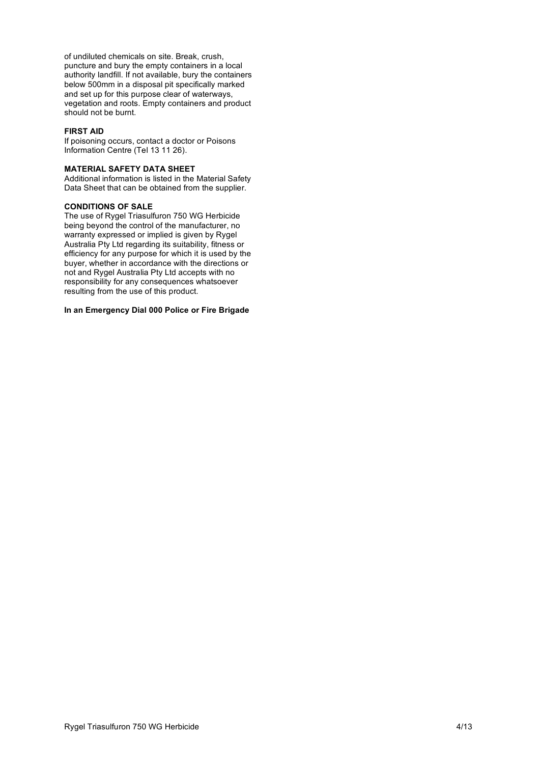of undiluted chemicals on site. Break, crush, puncture and bury the empty containers in a local authority landfill. If not available, bury the containers below 500mm in a disposal pit specifically marked and set up for this purpose clear of waterways, vegetation and roots. Empty containers and product should not be burnt.

**FIRST AID**

If poisoning occurs, contact a doctor or Poisons Information Centre (Tel 13 11 26).

**MATERIAL SAFETY DATA SHEET**

Additional information is listed in the Material Safety Data Sheet that can be obtained from the supplier.

**CONDITIONS OF SALE**

The use of Rygel Triasulfuron 750 WG Herbicide being beyond the control of the manufacturer, no warranty expressed or implied is given by Rygel Australia Pty Ltd regarding its suitability, fitness or efficiency for any purpose for which it is used by the buyer, whether in accordance with the directions or not and Rygel Australia Pty Ltd accepts with no responsibility for any consequences whatsoever resulting from the use of this product.

**In an Emergency Dial 000 Police or Fire Brigade**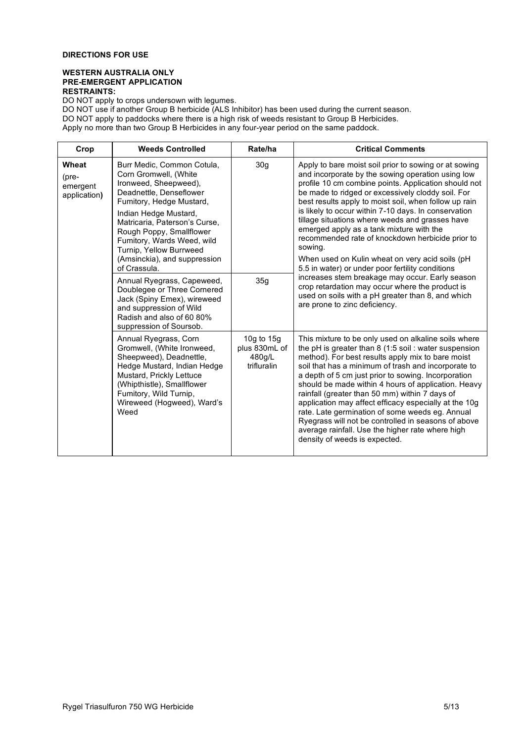**DIRECTIONS FOR USE**

**WESTERN AUSTRALIA ONLY**
**PRE-EMERGENT APPLICATION**
**RESTRAINTS:**

DO NOT apply to crops undersown with legumes.
DO NOT use if another Group B herbicide (ALS Inhibitor) has been used during the current season.
DO NOT apply to paddocks where there is a high risk of weeds resistant to Group B Herbicides.
Apply no more than two Group B Herbicides in any four-year period on the same paddock.

| Crop | Weeds Controlled | Rate/ha | Critical Comments |
|---|---|---|---|
| **Wheat** (pre-emergent application**)** | Burr Medic, Common Cotula, Corn Gromwell, (White Ironweed, Sheepweed), Deadnettle, Denseflower Fumitory, Hedge Mustard, Indian Hedge Mustard, Matricaria, Paterson's Curse, Rough Poppy, Smallflower Fumitory, Wards Weed, wild Turnip, Yellow Burrweed (Amsinckia), and suppression of Crassula. | 30g | Apply to bare moist soil prior to sowing or at sowing and incorporate by the sowing operation using low profile 10 cm combine points. Application should not be made to ridged or excessively cloddy soil. For best results apply to moist soil, when follow up rain is likely to occur within 7-10 days. In conservation tillage situations where weeds and grasses have emerged apply as a tank mixture with the recommended rate of knockdown herbicide prior to sowing. When used on Kulin wheat on very acid soils (pH 5.5 in water) or under poor fertility conditions increases stem breakage may occur. Early season crop retardation may occur where the product is used on soils with a pH greater than 8, and which are prone to zinc deficiency. |
| | Annual Ryegrass, Capeweed, Doublegee or Three Cornered Jack (Spiny Emex), wireweed and suppression of Wild Radish and also of 60 80% suppression of Soursob. | 35g | |
| | Annual Ryegrass, Corn Gromwell, (White Ironweed, Sheepweed), Deadnettle, Hedge Mustard, Indian Hedge Mustard, Prickly Lettuce (Whipthistle), Smallflower Fumitory, Wild Turnip, Wireweed (Hogweed), Ward's Weed | 10g to 15g plus 830mL of 480g/L trifluralin | This mixture to be only used on alkaline soils where the pH is greater than 8 (1:5 soil : water suspension method). For best results apply mix to bare moist soil that has a minimum of trash and incorporate to a depth of 5 cm just prior to sowing. Incorporation should be made within 4 hours of application. Heavy rainfall (greater than 50 mm) within 7 days of application may affect efficacy especially at the 10g rate. Late germination of some weeds eg. Annual Ryegrass will not be controlled in seasons of above average rainfall. Use the higher rate where high density of weeds is expected. |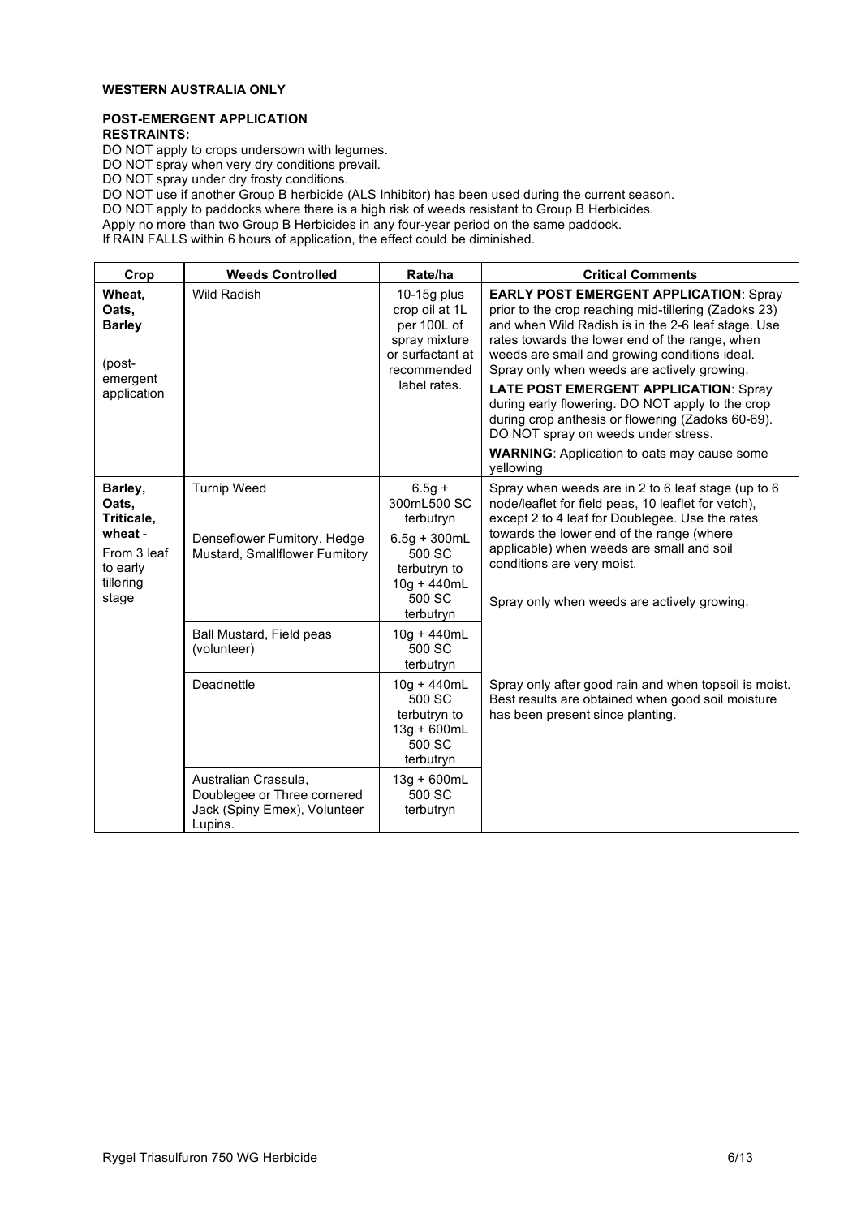**WESTERN AUSTRALIA ONLY**

**POST-EMERGENT APPLICATION**

**RESTRAINTS:**

DO NOT apply to crops undersown with legumes.
DO NOT spray when very dry conditions prevail.
DO NOT spray under dry frosty conditions.
DO NOT use if another Group B herbicide (ALS Inhibitor) has been used during the current season.
DO NOT apply to paddocks where there is a high risk of weeds resistant to Group B Herbicides.
Apply no more than two Group B Herbicides in any four-year period on the same paddock.
If RAIN FALLS within 6 hours of application, the effect could be diminished.

| Crop | Weeds Controlled | Rate/ha | Critical Comments |
|---|---|---|---|
| **Wheat, Oats, Barley** (post-emergent application | Wild Radish | 10-15g plus crop oil at 1L per 100L of spray mixture or surfactant at recommended label rates. | **EARLY POST EMERGENT APPLICATION**: Spray prior to the crop reaching mid-tillering (Zadoks 23) and when Wild Radish is in the 2-6 leaf stage. Use rates towards the lower end of the range, when weeds are small and growing conditions ideal. Spray only when weeds are actively growing. **LATE POST EMERGENT APPLICATION**: Spray during early flowering. DO NOT apply to the crop during crop anthesis or flowering (Zadoks 60-69). DO NOT spray on weeds under stress. **WARNING**: Application to oats may cause some yellowing |
| **Barley, Oats, Triticale, wheat** - From 3 leaf to early tillering stage | Turnip Weed | 6.5g + 300mL500 SC terbutryn | Spray when weeds are in 2 to 6 leaf stage (up to 6 node/leaflet for field peas, 10 leaflet for vetch), except 2 to 4 leaf for Doublegee. Use the rates towards the lower end of the range (where applicable) when weeds are small and soil conditions are very moist. Spray only when weeds are actively growing. |
| | Denseflower Fumitory, Hedge Mustard, Smallflower Fumitory | 6.5g + 300mL 500 SC terbutryn to 10g + 440mL 500 SC terbutryn | |
| | Ball Mustard, Field peas (volunteer) | 10g + 440mL 500 SC terbutryn | |
| | Deadnettle | 10g + 440mL 500 SC terbutryn to 13g + 600mL 500 SC terbutryn | Spray only after good rain and when topsoil is moist. Best results are obtained when good soil moisture has been present since planting. |
| | Australian Crassula, Doublegee or Three cornered Jack (Spiny Emex), Volunteer Lupins. | 13g + 600mL 500 SC terbutryn | |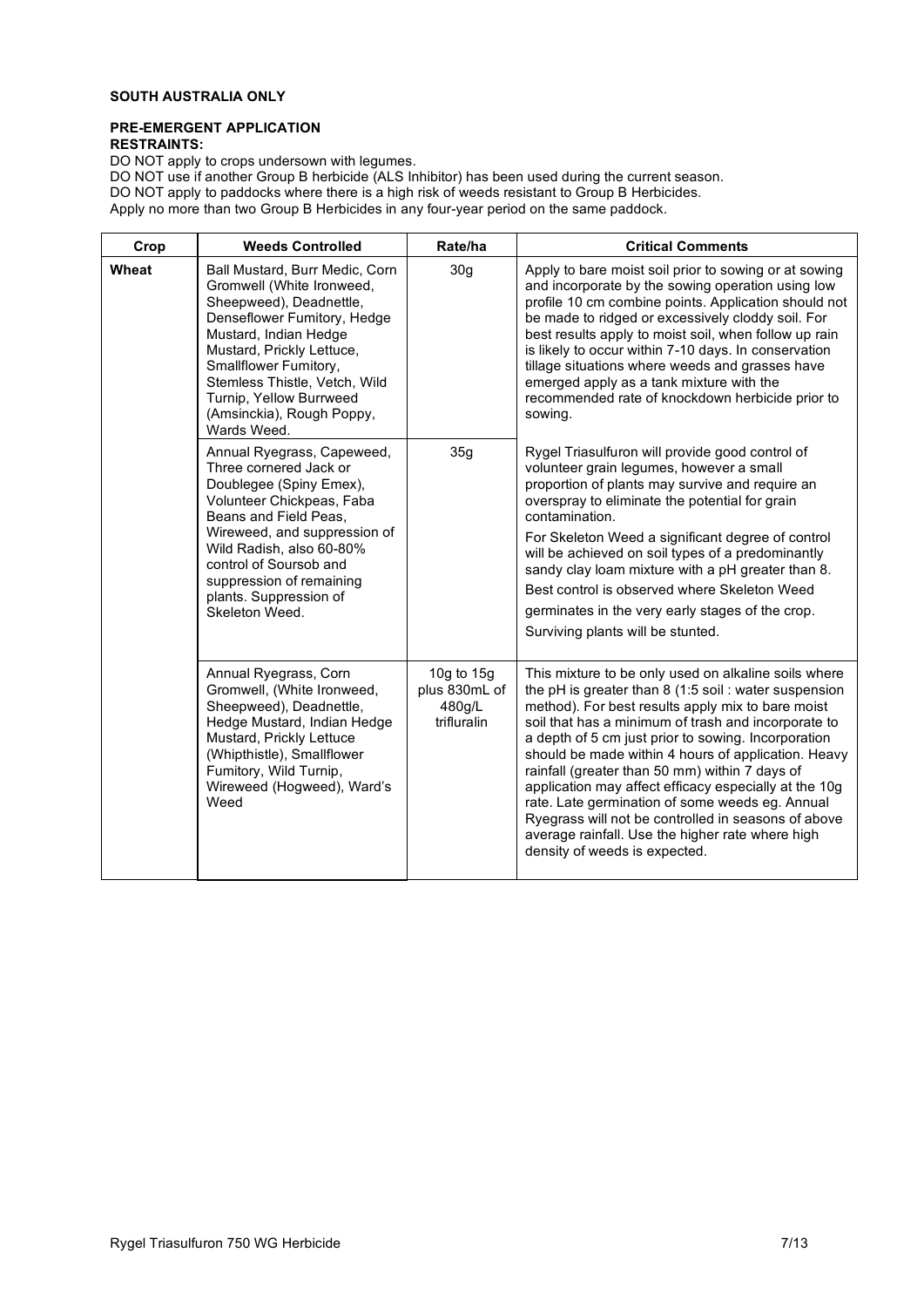**SOUTH AUSTRALIA ONLY**

**PRE-EMERGENT APPLICATION**
**RESTRAINTS:**

DO NOT apply to crops undersown with legumes.
DO NOT use if another Group B herbicide (ALS Inhibitor) has been used during the current season.
DO NOT apply to paddocks where there is a high risk of weeds resistant to Group B Herbicides.
Apply no more than two Group B Herbicides in any four-year period on the same paddock.

| Crop | Weeds Controlled | Rate/ha | Critical Comments |
|---|---|---|---|
| **Wheat** | Ball Mustard, Burr Medic, Corn Gromwell (White Ironweed, Sheepweed), Deadnettle, Denseflower Fumitory, Hedge Mustard, Indian Hedge Mustard, Prickly Lettuce, Smallflower Fumitory, Stemless Thistle, Vetch, Wild Turnip, Yellow Burrweed (Amsinckia), Rough Poppy, Wards Weed. | 30g | Apply to bare moist soil prior to sowing or at sowing and incorporate by the sowing operation using low profile 10 cm combine points. Application should not be made to ridged or excessively cloddy soil. For best results apply to moist soil, when follow up rain is likely to occur within 7-10 days. In conservation tillage situations where weeds and grasses have emerged apply as a tank mixture with the recommended rate of knockdown herbicide prior to sowing. |
| | Annual Ryegrass, Capeweed, Three cornered Jack or Doublegee (Spiny Emex), Volunteer Chickpeas, Faba Beans and Field Peas, Wireweed, and suppression of Wild Radish, also 60-80% control of Soursob and suppression of remaining plants. Suppression of Skeleton Weed. | 35g | Rygel Triasulfuron will provide good control of volunteer grain legumes, however a small proportion of plants may survive and require an overspray to eliminate the potential for grain contamination.<br><br>For Skeleton Weed a significant degree of control will be achieved on soil types of a predominantly sandy clay loam mixture with a pH greater than 8.<br><br>Best control is observed where Skeleton Weed germinates in the very early stages of the crop.<br><br>Surviving plants will be stunted. |
| | Annual Ryegrass, Corn Gromwell, (White Ironweed, Sheepweed), Deadnettle, Hedge Mustard, Indian Hedge Mustard, Prickly Lettuce (Whipthistle), Smallflower Fumitory, Wild Turnip, Wireweed (Hogweed), Ward's Weed | 10g to 15g plus 830mL of 480g/L trifluralin | This mixture to be only used on alkaline soils where the pH is greater than 8 (1:5 soil : water suspension method). For best results apply mix to bare moist soil that has a minimum of trash and incorporate to a depth of 5 cm just prior to sowing. Incorporation should be made within 4 hours of application. Heavy rainfall (greater than 50 mm) within 7 days of application may affect efficacy especially at the 10g rate. Late germination of some weeds eg. Annual Ryegrass will not be controlled in seasons of above average rainfall. Use the higher rate where high density of weeds is expected. |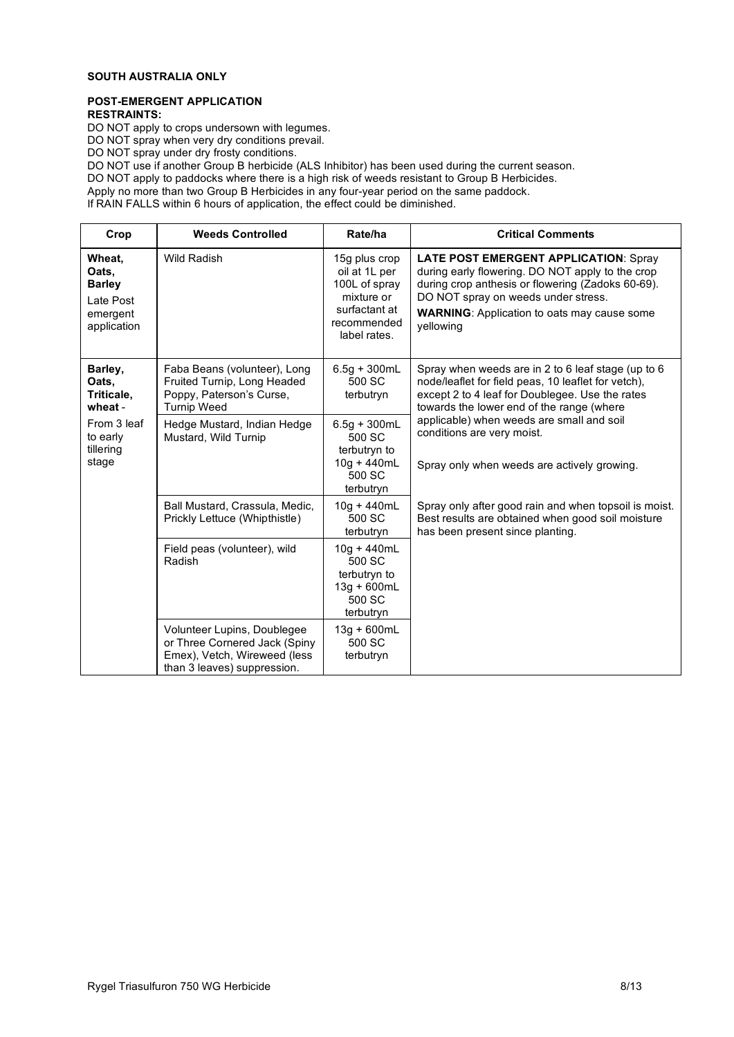**SOUTH AUSTRALIA ONLY**

**POST-EMERGENT APPLICATION**
**RESTRAINTS:**

DO NOT apply to crops undersown with legumes.
DO NOT spray when very dry conditions prevail.
DO NOT spray under dry frosty conditions.
DO NOT use if another Group B herbicide (ALS Inhibitor) has been used during the current season.
DO NOT apply to paddocks where there is a high risk of weeds resistant to Group B Herbicides.
Apply no more than two Group B Herbicides in any four-year period on the same paddock.
If RAIN FALLS within 6 hours of application, the effect could be diminished.

| Crop | Weeds Controlled | Rate/ha | Critical Comments |
|---|---|---|---|
| **Wheat, Oats, Barley** Late Post emergent application | Wild Radish | 15g plus crop oil at 1L per 100L of spray mixture or surfactant at recommended label rates. | **LATE POST EMERGENT APPLICATION**: Spray during early flowering. DO NOT apply to the crop during crop anthesis or flowering (Zadoks 60-69). DO NOT spray on weeds under stress. **WARNING**: Application to oats may cause some yellowing |
| **Barley, Oats, Triticale, wheat** - From 3 leaf to early tillering stage | Faba Beans (volunteer), Long Fruited Turnip, Long Headed Poppy, Paterson's Curse, Turnip Weed | 6.5g + 300mL 500 SC terbutryn | Spray when weeds are in 2 to 6 leaf stage (up to 6 node/leaflet for field peas, 10 leaflet for vetch), except 2 to 4 leaf for Doublegee. Use the rates towards the lower end of the range (where applicable) when weeds are small and soil conditions are very moist. Spray only when weeds are actively growing. Spray only after good rain and when topsoil is moist. Best results are obtained when good soil moisture has been present since planting. |
| | Hedge Mustard, Indian Hedge Mustard, Wild Turnip | 6.5g + 300mL 500 SC terbutryn to 10g + 440mL 500 SC terbutryn | |
| | Ball Mustard, Crassula, Medic, Prickly Lettuce (Whipthistle) | 10g + 440mL 500 SC terbutryn | |
| | Field peas (volunteer), wild Radish | 10g + 440mL 500 SC terbutryn to 13g + 600mL 500 SC terbutryn | |
| | Volunteer Lupins, Doublegee or Three Cornered Jack (Spiny Emex), Vetch, Wireweed (less than 3 leaves) suppression. | 13g + 600mL 500 SC terbutryn | |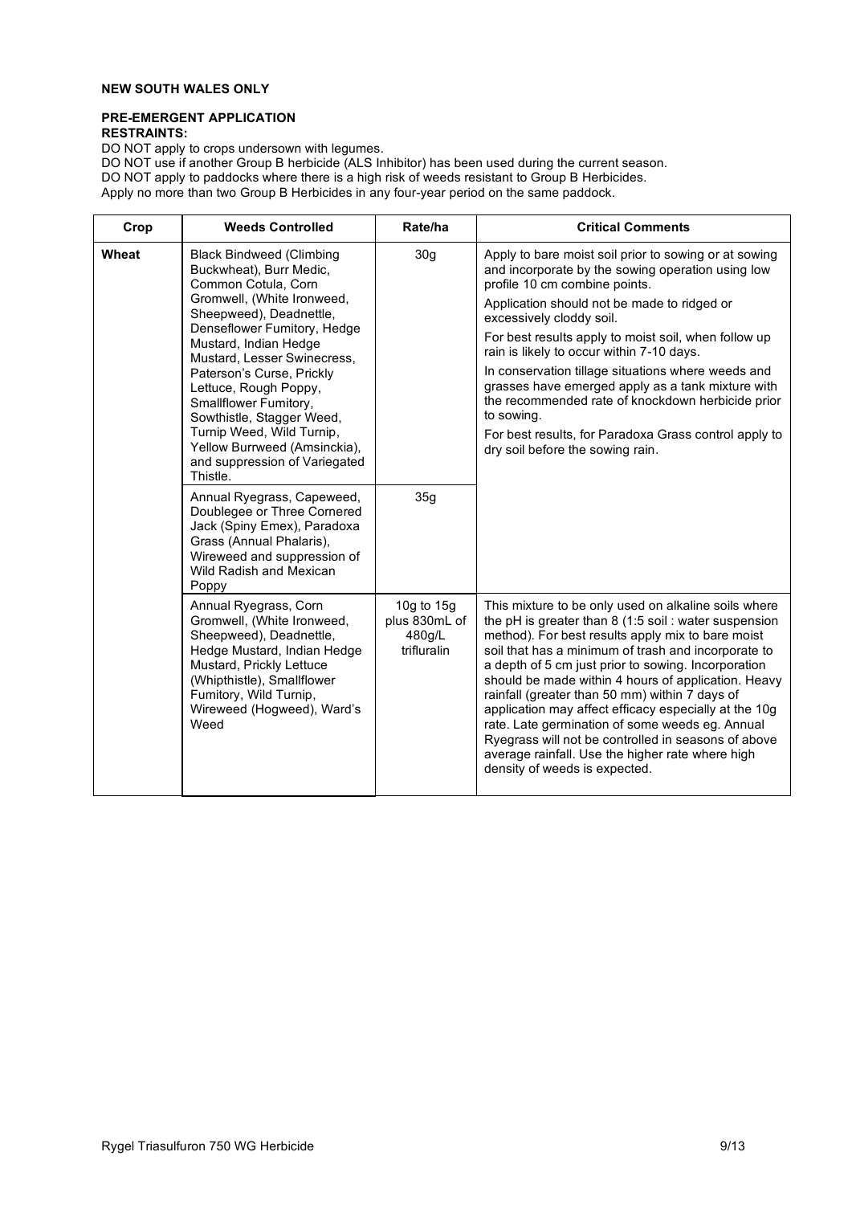**NEW SOUTH WALES ONLY**

**PRE-EMERGENT APPLICATION**
**RESTRAINTS:**

DO NOT apply to crops undersown with legumes.
DO NOT use if another Group B herbicide (ALS Inhibitor) has been used during the current season.
DO NOT apply to paddocks where there is a high risk of weeds resistant to Group B Herbicides.
Apply no more than two Group B Herbicides in any four-year period on the same paddock.

| Crop | Weeds Controlled | Rate/ha | Critical Comments |
|---|---|---|---|
| **Wheat** | Black Bindweed (Climbing Buckwheat), Burr Medic, Common Cotula, Corn Gromwell, (White Ironweed, Sheepweed), Deadnettle, Denseflower Fumitory, Hedge Mustard, Indian Hedge Mustard, Lesser Swinecress, Paterson's Curse, Prickly Lettuce, Rough Poppy, Smallflower Fumitory, Sowthistle, Stagger Weed, Turnip Weed, Wild Turnip, Yellow Burrweed (Amsinckia), and suppression of Variegated Thistle. | 30g | Apply to bare moist soil prior to sowing or at sowing and incorporate by the sowing operation using low profile 10 cm combine points.<br>Application should not be made to ridged or excessively cloddy soil.<br>For best results apply to moist soil, when follow up rain is likely to occur within 7-10 days.<br>In conservation tillage situations where weeds and grasses have emerged apply as a tank mixture with the recommended rate of knockdown herbicide prior to sowing.<br>For best results, for Paradoxa Grass control apply to dry soil before the sowing rain. |
| | Annual Ryegrass, Capeweed, Doublegee or Three Cornered Jack (Spiny Emex), Paradoxa Grass (Annual Phalaris), Wireweed and suppression of Wild Radish and Mexican Poppy | 35g | |
| | Annual Ryegrass, Corn Gromwell, (White Ironweed, Sheepweed), Deadnettle, Hedge Mustard, Indian Hedge Mustard, Prickly Lettuce (Whipthistle), Smallflower Fumitory, Wild Turnip, Wireweed (Hogweed), Ward's Weed | 10g to 15g plus 830mL of 480g/L trifluralin | This mixture to be only used on alkaline soils where the pH is greater than 8 (1:5 soil : water suspension method). For best results apply mix to bare moist soil that has a minimum of trash and incorporate to a depth of 5 cm just prior to sowing. Incorporation should be made within 4 hours of application. Heavy rainfall (greater than 50 mm) within 7 days of application may affect efficacy especially at the 10g rate. Late germination of some weeds eg. Annual Ryegrass will not be controlled in seasons of above average rainfall. Use the higher rate where high density of weeds is expected. |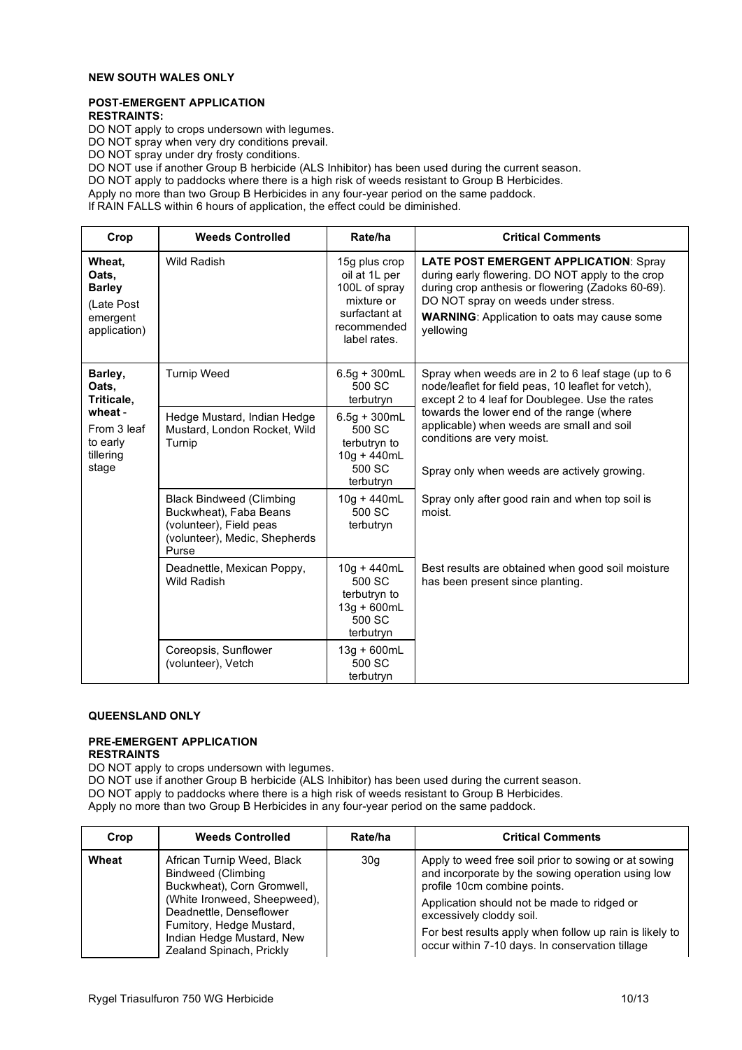## NEW SOUTH WALES ONLY

### POST-EMERGENT APPLICATION

**RESTRAINTS:**

DO NOT apply to crops undersown with legumes.
DO NOT spray when very dry conditions prevail.
DO NOT spray under dry frosty conditions.
DO NOT use if another Group B herbicide (ALS Inhibitor) has been used during the current season.
DO NOT apply to paddocks where there is a high risk of weeds resistant to Group B Herbicides.
Apply no more than two Group B Herbicides in any four-year period on the same paddock.
If RAIN FALLS within 6 hours of application, the effect could be diminished.

| Crop | Weeds Controlled | Rate/ha | Critical Comments |
|---|---|---|---|
| **Wheat, Oats, Barley** (Late Post emergent application) | Wild Radish | 15g plus crop oil at 1L per 100L of spray mixture or surfactant at recommended label rates. | **LATE POST EMERGENT APPLICATION**: Spray during early flowering. DO NOT apply to the crop during crop anthesis or flowering (Zadoks 60-69). DO NOT spray on weeds under stress. **WARNING**: Application to oats may cause some yellowing |
| **Barley, Oats, Triticale, wheat** - From 3 leaf to early tillering stage | Turnip Weed | 6.5g + 300mL 500 SC terbutryn | Spray when weeds are in 2 to 6 leaf stage (up to 6 node/leaflet for field peas, 10 leaflet for vetch), except 2 to 4 leaf for Doublegee. Use the rates towards the lower end of the range (where applicable) when weeds are small and soil conditions are very moist. Spray only when weeds are actively growing. |
| | Hedge Mustard, Indian Hedge Mustard, London Rocket, Wild Turnip | 6.5g + 300mL 500 SC terbutryn to 10g + 440mL 500 SC terbutryn | |
| | Black Bindweed (Climbing Buckwheat), Faba Beans (volunteer), Field peas (volunteer), Medic, Shepherds Purse | 10g + 440mL 500 SC terbutryn | Spray only after good rain and when top soil is moist. |
| | Deadnettle, Mexican Poppy, Wild Radish | 10g + 440mL 500 SC terbutryn to 13g + 600mL 500 SC terbutryn | Best results are obtained when good soil moisture has been present since planting. |
| | Coreopsis, Sunflower (volunteer), Vetch | 13g + 600mL 500 SC terbutryn | |

## QUEENSLAND ONLY

### PRE-EMERGENT APPLICATION

**RESTRAINTS**

DO NOT apply to crops undersown with legumes.
DO NOT use if another Group B herbicide (ALS Inhibitor) has been used during the current season.
DO NOT apply to paddocks where there is a high risk of weeds resistant to Group B Herbicides.
Apply no more than two Group B Herbicides in any four-year period on the same paddock.

| Crop | Weeds Controlled | Rate/ha | Critical Comments |
|---|---|---|---|
| **Wheat** | African Turnip Weed, Black Bindweed (Climbing Buckwheat), Corn Gromwell, (White Ironweed, Sheepweed), Deadnettle, Denseflower Fumitory, Hedge Mustard, Indian Hedge Mustard, New Zealand Spinach, Prickly | 30g | Apply to weed free soil prior to sowing or at sowing and incorporate by the sowing operation using low profile 10cm combine points. Application should not be made to ridged or excessively cloddy soil. For best results apply when follow up rain is likely to occur within 7-10 days. In conservation tillage |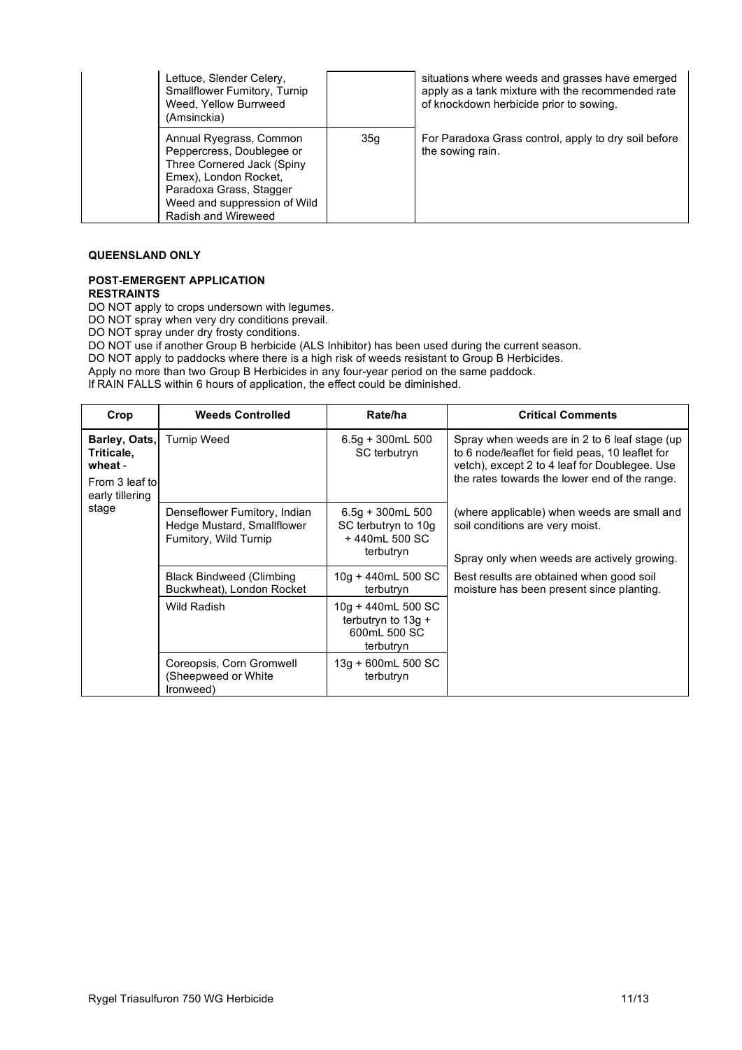| | | | |
|---|---|---|---|
| | Lettuce, Slender Celery, Smallflower Fumitory, Turnip Weed, Yellow Burrweed (Amsinckia) | | situations where weeds and grasses have emerged apply as a tank mixture with the recommended rate of knockdown herbicide prior to sowing. |
| | Annual Ryegrass, Common Peppercress, Doublegee or Three Cornered Jack (Spiny Emex), London Rocket, Paradoxa Grass, Stagger Weed and suppression of Wild Radish and Wireweed | 35g | For Paradoxa Grass control, apply to dry soil before the sowing rain. |

**QUEENSLAND ONLY**

**POST-EMERGENT APPLICATION**

**RESTRAINTS**

DO NOT apply to crops undersown with legumes.
DO NOT spray when very dry conditions prevail.
DO NOT spray under dry frosty conditions.
DO NOT use if another Group B herbicide (ALS Inhibitor) has been used during the current season.
DO NOT apply to paddocks where there is a high risk of weeds resistant to Group B Herbicides.
Apply no more than two Group B Herbicides in any four-year period on the same paddock.
If RAIN FALLS within 6 hours of application, the effect could be diminished.

| Crop | Weeds Controlled | Rate/ha | Critical Comments |
|---|---|---|---|
| **Barley, Oats, Triticale, wheat** - From 3 leaf to early tillering stage | Turnip Weed | 6.5g + 300mL 500 SC terbutryn | Spray when weeds are in 2 to 6 leaf stage (up to 6 node/leaflet for field peas, 10 leaflet for vetch), except 2 to 4 leaf for Doublegee. Use the rates towards the lower end of the range. |
| | Denseflower Fumitory, Indian Hedge Mustard, Smallflower Fumitory, Wild Turnip | 6.5g + 300mL 500 SC terbutryn to 10g + 440mL 500 SC terbutryn | (where applicable) when weeds are small and soil conditions are very moist. Spray only when weeds are actively growing. |
| | Black Bindweed (Climbing Buckwheat), London Rocket | 10g + 440mL 500 SC terbutryn | Best results are obtained when good soil moisture has been present since planting. |
| | Wild Radish | 10g + 440mL 500 SC terbutryn to 13g + 600mL 500 SC terbutryn | |
| | Coreopsis, Corn Gromwell (Sheepweed or White Ironweed) | 13g + 600mL 500 SC terbutryn | |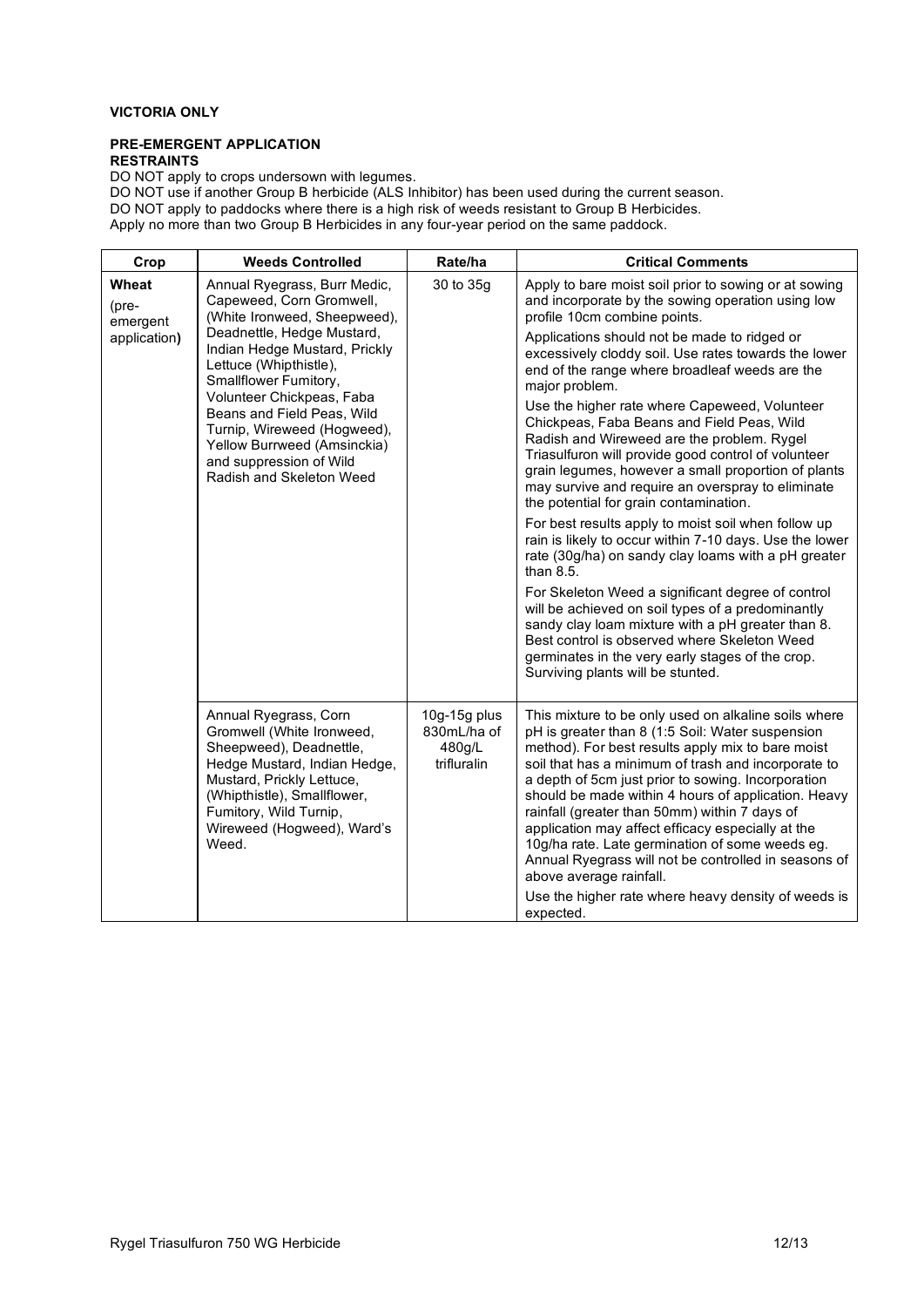**VICTORIA ONLY**

**PRE-EMERGENT APPLICATION**
**RESTRAINTS**

DO NOT apply to crops undersown with legumes.
DO NOT use if another Group B herbicide (ALS Inhibitor) has been used during the current season.
DO NOT apply to paddocks where there is a high risk of weeds resistant to Group B Herbicides.
Apply no more than two Group B Herbicides in any four-year period on the same paddock.

| Crop | Weeds Controlled | Rate/ha | Critical Comments |
|---|---|---|---|
| **Wheat** (pre-emergent application**)** | Annual Ryegrass, Burr Medic, Capeweed, Corn Gromwell, (White Ironweed, Sheepweed), Deadnettle, Hedge Mustard, Indian Hedge Mustard, Prickly Lettuce (Whipthistle), Smallflower Fumitory, Volunteer Chickpeas, Faba Beans and Field Peas, Wild Turnip, Wireweed (Hogweed), Yellow Burrweed (Amsinckia) and suppression of Wild Radish and Skeleton Weed | 30 to 35g | Apply to bare moist soil prior to sowing or at sowing and incorporate by the sowing operation using low profile 10cm combine points.<br>Applications should not be made to ridged or excessively cloddy soil. Use rates towards the lower end of the range where broadleaf weeds are the major problem.<br>Use the higher rate where Capeweed, Volunteer Chickpeas, Faba Beans and Field Peas, Wild Radish and Wireweed are the problem. Rygel Triasulfuron will provide good control of volunteer grain legumes, however a small proportion of plants may survive and require an overspray to eliminate the potential for grain contamination.<br>For best results apply to moist soil when follow up rain is likely to occur within 7-10 days. Use the lower rate (30g/ha) on sandy clay loams with a pH greater than 8.5.<br>For Skeleton Weed a significant degree of control will be achieved on soil types of a predominantly sandy clay loam mixture with a pH greater than 8. Best control is observed where Skeleton Weed germinates in the very early stages of the crop. Surviving plants will be stunted. |
| | Annual Ryegrass, Corn Gromwell (White Ironweed, Sheepweed), Deadnettle, Hedge Mustard, Indian Hedge, Mustard, Prickly Lettuce, (Whipthistle), Smallflower, Fumitory, Wild Turnip, Wireweed (Hogweed), Ward's Weed. | 10g-15g plus 830mL/ha of 480g/L trifluralin | This mixture to be only used on alkaline soils where pH is greater than 8 (1:5 Soil: Water suspension method). For best results apply mix to bare moist soil that has a minimum of trash and incorporate to a depth of 5cm just prior to sowing. Incorporation should be made within 4 hours of application. Heavy rainfall (greater than 50mm) within 7 days of application may affect efficacy especially at the 10g/ha rate. Late germination of some weeds eg. Annual Ryegrass will not be controlled in seasons of above average rainfall.<br>Use the higher rate where heavy density of weeds is expected. |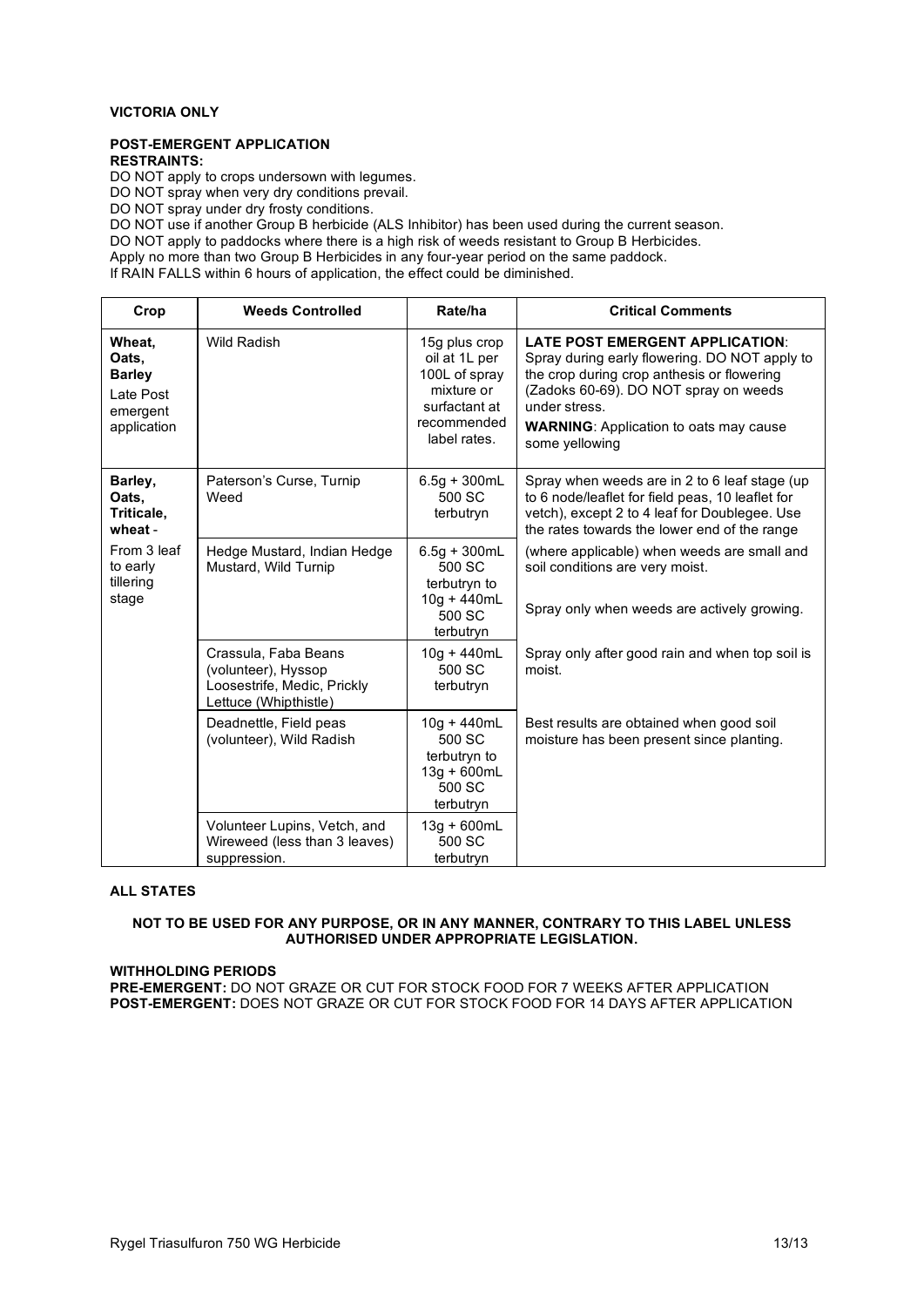**VICTORIA ONLY**

**POST-EMERGENT APPLICATION**
**RESTRAINTS:**
DO NOT apply to crops undersown with legumes.
DO NOT spray when very dry conditions prevail.
DO NOT spray under dry frosty conditions.
DO NOT use if another Group B herbicide (ALS Inhibitor) has been used during the current season.
DO NOT apply to paddocks where there is a high risk of weeds resistant to Group B Herbicides.
Apply no more than two Group B Herbicides in any four-year period on the same paddock.
If RAIN FALLS within 6 hours of application, the effect could be diminished.

| Crop | Weeds Controlled | Rate/ha | Critical Comments |
|---|---|---|---|
| **Wheat, Oats, Barley** Late Post emergent application | Wild Radish | 15g plus crop oil at 1L per 100L of spray mixture or surfactant at recommended label rates. | **LATE POST EMERGENT APPLICATION**: Spray during early flowering. DO NOT apply to the crop during crop anthesis or flowering (Zadoks 60-69). DO NOT spray on weeds under stress. **WARNING**: Application to oats may cause some yellowing |
| **Barley, Oats, Triticale, wheat** - From 3 leaf to early tillering stage | Paterson's Curse, Turnip Weed | 6.5g + 300mL 500 SC terbutryn | Spray when weeds are in 2 to 6 leaf stage (up to 6 node/leaflet for field peas, 10 leaflet for vetch), except 2 to 4 leaf for Doublegee. Use the rates towards the lower end of the range (where applicable) when weeds are small and soil conditions are very moist. Spray only when weeds are actively growing. Spray only after good rain and when top soil is moist. Best results are obtained when good soil moisture has been present since planting. |
| | Hedge Mustard, Indian Hedge Mustard, Wild Turnip | 6.5g + 300mL 500 SC terbutryn to 10g + 440mL 500 SC terbutryn | |
| | Crassula, Faba Beans (volunteer), Hyssop Loosestrife, Medic, Prickly Lettuce (Whipthistle) | 10g + 440mL 500 SC terbutryn | |
| | Deadnettle, Field peas (volunteer), Wild Radish | 10g + 440mL 500 SC terbutryn to 13g + 600mL 500 SC terbutryn | |
| | Volunteer Lupins, Vetch, and Wireweed (less than 3 leaves) suppression. | 13g + 600mL 500 SC terbutryn | |

**ALL STATES**

**NOT TO BE USED FOR ANY PURPOSE, OR IN ANY MANNER, CONTRARY TO THIS LABEL UNLESS AUTHORISED UNDER APPROPRIATE LEGISLATION.**

**WITHHOLDING PERIODS**
**PRE-EMERGENT:** DO NOT GRAZE OR CUT FOR STOCK FOOD FOR 7 WEEKS AFTER APPLICATION
**POST-EMERGENT:** DOES NOT GRAZE OR CUT FOR STOCK FOOD FOR 14 DAYS AFTER APPLICATION